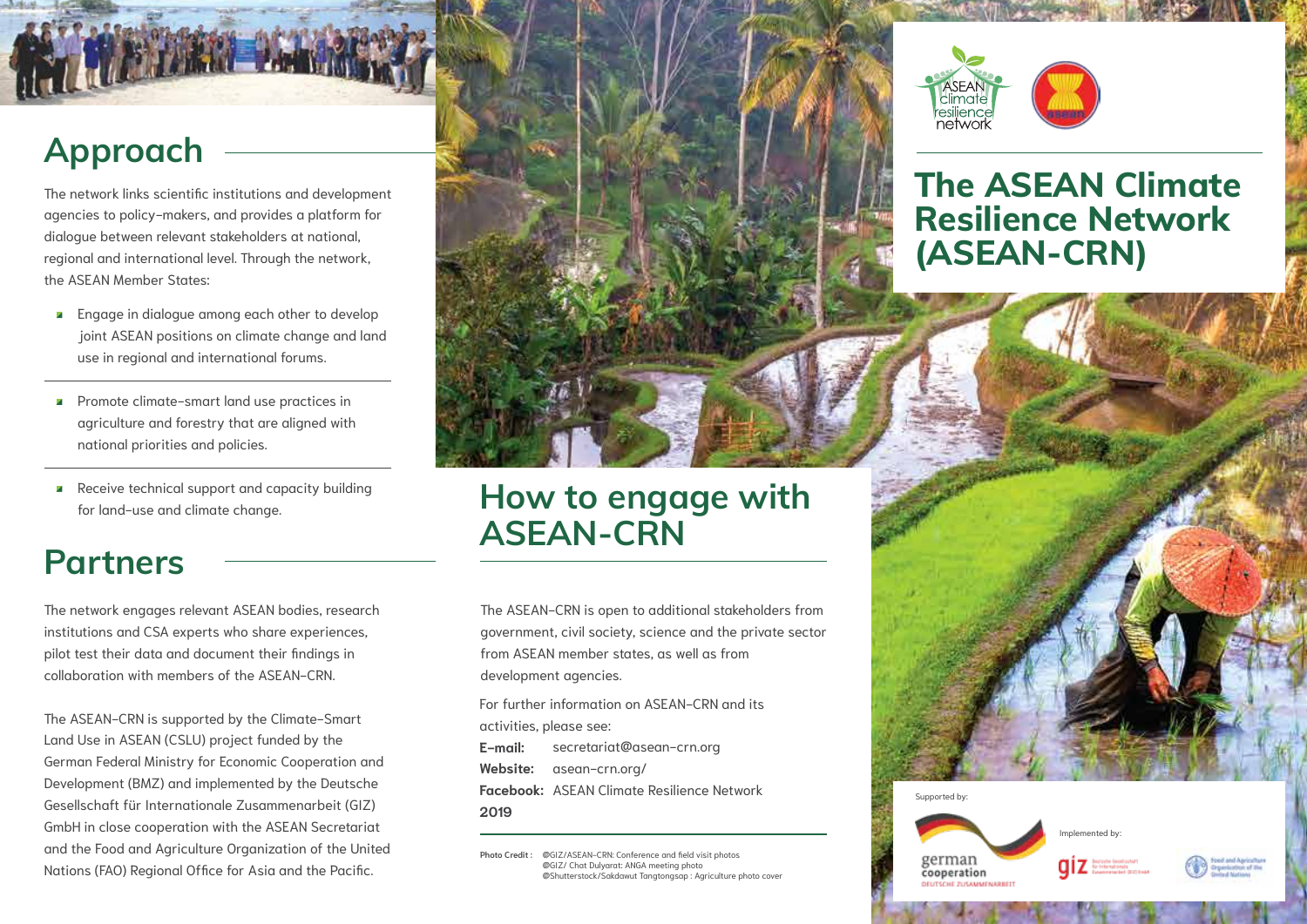# The ASEAN Climate Resilience Network (ASEAN-CRN)

## Approach

The network links scientific institutions and development agencies to policy-makers, and provides a platform for dialogue between relevant stakeholders at national, regional and international level. Through the network, the ASEAN Member States:

- Engage in dialogue among each other to develop joint ASEAN positions on climate change and land use in regional and international forums.
- Promote climate-smart land use practices in agriculture and forestry that are aligned with national priorities and policies.
- Receive technical support and capacity building for land-use and climate change.

## Partners

The network engages relevant ASEAN bodies, research institutions and CSA experts who share experiences, pilot test their data and document their findings in collaboration with members of the ASEAN-CRN.

The ASEAN-CRN is supported by the Climate-Smart Land Use in ASEAN (CSLU) project funded by the German Federal Ministry for Economic Cooperation and Development (BMZ) and implemented by the Deutsche Gesellschaft für Internationale Zusammenarbeit (GIZ) GmbH in close cooperation with the ASEAN Secretariat and the Food and Agriculture Organization of the United Nations (FAO) Regional Office for Asia and the Pacific.

## How to engage with ASEAN-CRN

The ASEAN-CRN is open to additional stakeholders from government, civil society, science and the private sector from ASEAN member states, as well as from development agencies.

For further information on ASEAN-CRN and its activities, please see:

**E-mail:** secretariat@asean-crn.org
**Website:** asean-crn.org/
**Facebook:** ASEAN Climate Resilience Network
**2019**

**Photo Credit :** @GIZ/ASEAN-CRN: Conference and field visit photos
@GIZ/ Chat Dulyarat: ANGA meeting photo
@Shutterstock/Sakdawut Tangtongsap : Agriculture photo cover

Supported by: german cooperation DEUTSCHE ZUSAMMENARBEIT

Implemented by: giz Deutsche Gesellschaft für Internationale Zusammenarbeit (GIZ) GmbH; Food and Agriculture Organization of the United Nations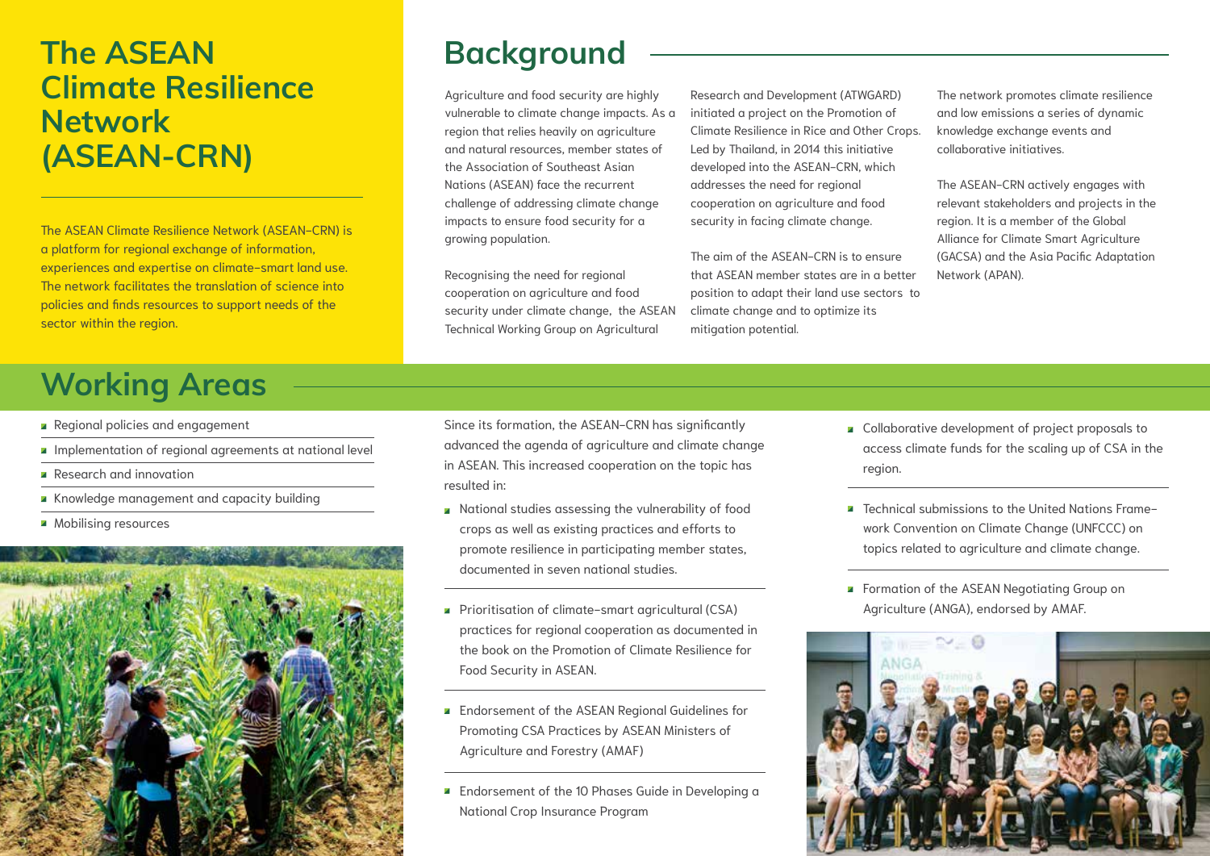# The ASEAN Climate Resilience Network (ASEAN-CRN)

The ASEAN Climate Resilience Network (ASEAN-CRN) is a platform for regional exchange of information, experiences and expertise on climate-smart land use. The network facilitates the translation of science into policies and finds resources to support needs of the sector within the region.

## Background

Agriculture and food security are highly vulnerable to climate change impacts. As a region that relies heavily on agriculture and natural resources, member states of the Association of Southeast Asian Nations (ASEAN) face the recurrent challenge of addressing climate change impacts to ensure food security for a growing population.

Recognising the need for regional cooperation on agriculture and food security under climate change, the ASEAN Technical Working Group on Agricultural Research and Development (ATWGARD) initiated a project on the Promotion of Climate Resilience in Rice and Other Crops. Led by Thailand, in 2014 this initiative developed into the ASEAN-CRN, which addresses the need for regional cooperation on agriculture and food security in facing climate change.

The aim of the ASEAN-CRN is to ensure that ASEAN member states are in a better position to adapt their land use sectors to climate change and to optimize its mitigation potential.

The network promotes climate resilience and low emissions a series of dynamic knowledge exchange events and collaborative initiatives.

The ASEAN-CRN actively engages with relevant stakeholders and projects in the region. It is a member of the Global Alliance for Climate Smart Agriculture (GACSA) and the Asia Pacific Adaptation Network (APAN).

## Working Areas

- Regional policies and engagement
- Implementation of regional agreements at national level
- Research and innovation
- Knowledge management and capacity building
- Mobilising resources

Since its formation, the ASEAN-CRN has significantly advanced the agenda of agriculture and climate change in ASEAN. This increased cooperation on the topic has resulted in:

- National studies assessing the vulnerability of food crops as well as existing practices and efforts to promote resilience in participating member states, documented in seven national studies.
- Prioritisation of climate-smart agricultural (CSA) practices for regional cooperation as documented in the book on the Promotion of Climate Resilience for Food Security in ASEAN.
- Endorsement of the ASEAN Regional Guidelines for Promoting CSA Practices by ASEAN Ministers of Agriculture and Forestry (AMAF)
- Endorsement of the 10 Phases Guide in Developing a National Crop Insurance Program
- Collaborative development of project proposals to access climate funds for the scaling up of CSA in the region.
- Technical submissions to the United Nations Framework Convention on Climate Change (UNFCCC) on topics related to agriculture and climate change.
- Formation of the ASEAN Negotiating Group on Agriculture (ANGA), endorsed by AMAF.